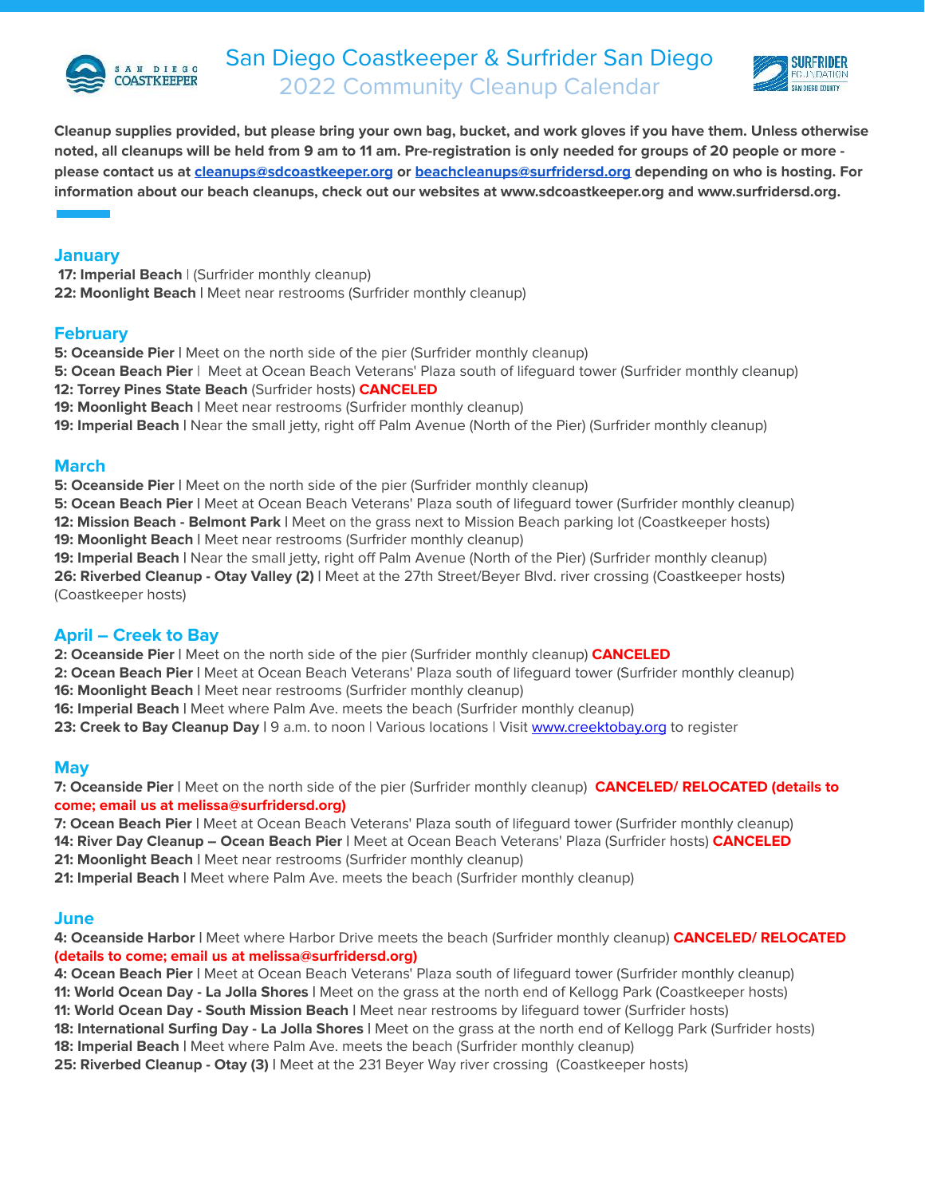# San Diego Coastkeeper & Surfrider San Diego
## 2022 Community Cleanup Calendar

**Cleanup supplies provided, but please bring your own bag, bucket, and work gloves if you have them. Unless otherwise noted, all cleanups will be held from 9 am to 11 am. Pre-registration is only needed for groups of 20 people or more - please contact us at cleanups@sdcoastkeeper.org or beachcleanups@surfridersd.org depending on who is hosting. For information about our beach cleanups, check out our websites at www.sdcoastkeeper.org and www.surfridersd.org.**

### January

**17: Imperial Beach** | (Surfrider monthly cleanup)
**22: Moonlight Beach** | Meet near restrooms (Surfrider monthly cleanup)

### February

**5: Oceanside Pier** | Meet on the north side of the pier (Surfrider monthly cleanup)
**5: Ocean Beach Pier** | Meet at Ocean Beach Veterans' Plaza south of lifeguard tower (Surfrider monthly cleanup)
**12: Torrey Pines State Beach** (Surfrider hosts) **CANCELED**
**19: Moonlight Beach** | Meet near restrooms (Surfrider monthly cleanup)
**19: Imperial Beach** | Near the small jetty, right off Palm Avenue (North of the Pier) (Surfrider monthly cleanup)

### March

**5: Oceanside Pier** | Meet on the north side of the pier (Surfrider monthly cleanup)
**5: Ocean Beach Pier** | Meet at Ocean Beach Veterans' Plaza south of lifeguard tower (Surfrider monthly cleanup)
**12: Mission Beach - Belmont Park** | Meet on the grass next to Mission Beach parking lot (Coastkeeper hosts)
**19: Moonlight Beach** | Meet near restrooms (Surfrider monthly cleanup)
**19: Imperial Beach** | Near the small jetty, right off Palm Avenue (North of the Pier) (Surfrider monthly cleanup)
**26: Riverbed Cleanup - Otay Valley (2)** | Meet at the 27th Street/Beyer Blvd. river crossing (Coastkeeper hosts) (Coastkeeper hosts)

### April – Creek to Bay

**2: Oceanside Pier** | Meet on the north side of the pier (Surfrider monthly cleanup) **CANCELED**
**2: Ocean Beach Pier** | Meet at Ocean Beach Veterans' Plaza south of lifeguard tower (Surfrider monthly cleanup)
**16: Moonlight Beach** | Meet near restrooms (Surfrider monthly cleanup)
**16: Imperial Beach** | Meet where Palm Ave. meets the beach (Surfrider monthly cleanup)
**23: Creek to Bay Cleanup Day** | 9 a.m. to noon | Various locations | Visit www.creektobay.org to register

### May

**7: Oceanside Pier** | Meet on the north side of the pier (Surfrider monthly cleanup) **CANCELED/ RELOCATED (details to come; email us at melissa@surfridersd.org)**
**7: Ocean Beach Pier** | Meet at Ocean Beach Veterans' Plaza south of lifeguard tower (Surfrider monthly cleanup)
**14: River Day Cleanup – Ocean Beach Pier** | Meet at Ocean Beach Veterans' Plaza (Surfrider hosts) **CANCELED**
**21: Moonlight Beach** | Meet near restrooms (Surfrider monthly cleanup)
**21: Imperial Beach** | Meet where Palm Ave. meets the beach (Surfrider monthly cleanup)

### June

**4: Oceanside Harbor** | Meet where Harbor Drive meets the beach (Surfrider monthly cleanup) **CANCELED/ RELOCATED (details to come; email us at melissa@surfridersd.org)**
**4: Ocean Beach Pier** | Meet at Ocean Beach Veterans' Plaza south of lifeguard tower (Surfrider monthly cleanup)
**11: World Ocean Day - La Jolla Shores** | Meet on the grass at the north end of Kellogg Park (Coastkeeper hosts)
**11: World Ocean Day - South Mission Beach** | Meet near restrooms by lifeguard tower (Surfrider hosts)
**18: International Surfing Day - La Jolla Shores** | Meet on the grass at the north end of Kellogg Park (Surfrider hosts)
**18: Imperial Beach** | Meet where Palm Ave. meets the beach (Surfrider monthly cleanup)
**25: Riverbed Cleanup - Otay (3)** | Meet at the 231 Beyer Way river crossing (Coastkeeper hosts)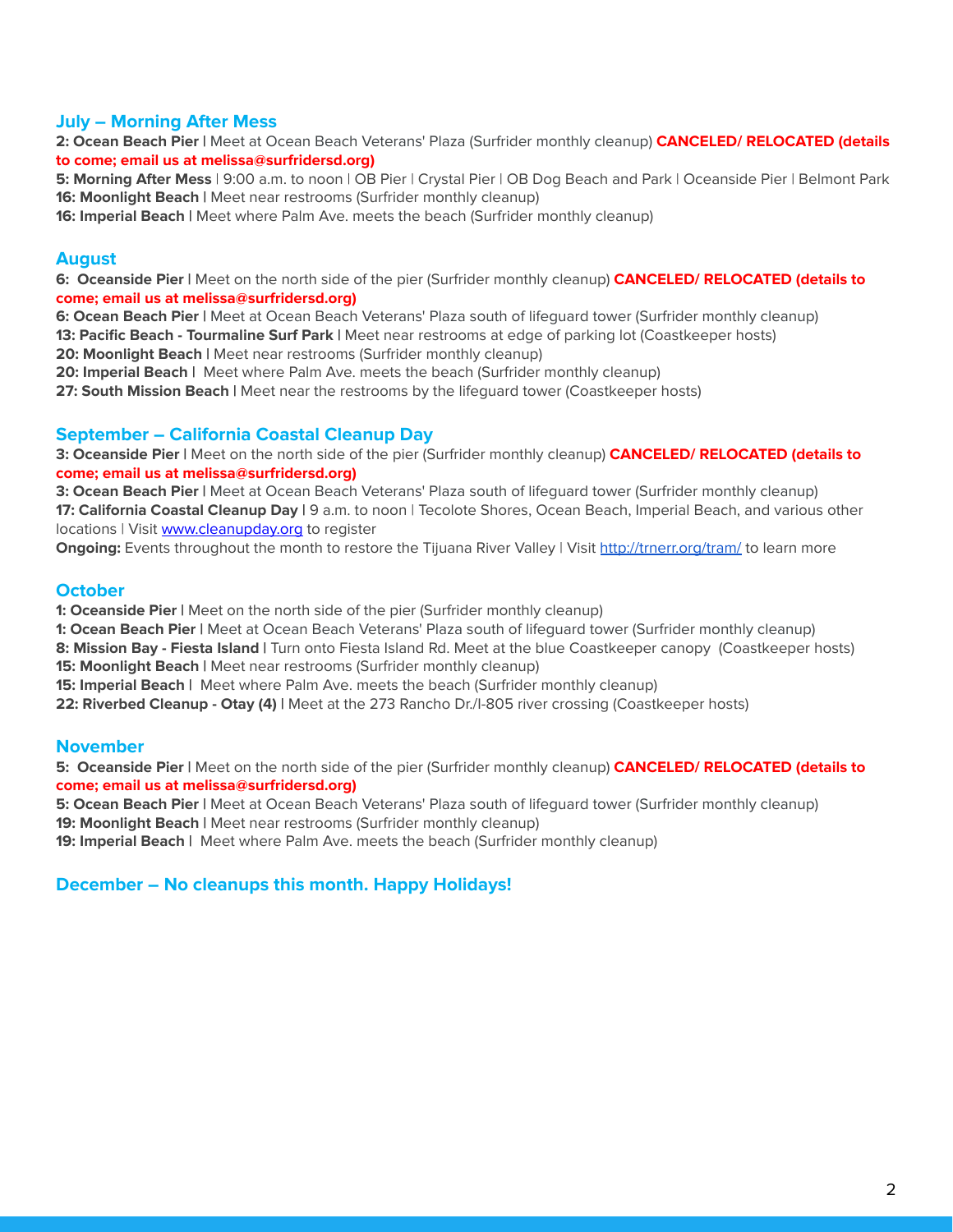## July – Morning After Mess

**2: Ocean Beach Pier** | Meet at Ocean Beach Veterans' Plaza (Surfrider monthly cleanup) **CANCELED/ RELOCATED (details to come; email us at melissa@surfridersd.org)**

**5: Morning After Mess** | 9:00 a.m. to noon | OB Pier | Crystal Pier | OB Dog Beach and Park | Oceanside Pier | Belmont Park

**16: Moonlight Beach** | Meet near restrooms (Surfrider monthly cleanup)

**16: Imperial Beach** | Meet where Palm Ave. meets the beach (Surfrider monthly cleanup)

## August

**6: Oceanside Pier** | Meet on the north side of the pier (Surfrider monthly cleanup) **CANCELED/ RELOCATED (details to come; email us at melissa@surfridersd.org)**

**6: Ocean Beach Pier** | Meet at Ocean Beach Veterans' Plaza south of lifeguard tower (Surfrider monthly cleanup)

**13: Pacific Beach - Tourmaline Surf Park** | Meet near restrooms at edge of parking lot (Coastkeeper hosts)

**20: Moonlight Beach** | Meet near restrooms (Surfrider monthly cleanup)

**20: Imperial Beach** | Meet where Palm Ave. meets the beach (Surfrider monthly cleanup)

**27: South Mission Beach** | Meet near the restrooms by the lifeguard tower (Coastkeeper hosts)

## September – California Coastal Cleanup Day

**3: Oceanside Pier** | Meet on the north side of the pier (Surfrider monthly cleanup) **CANCELED/ RELOCATED (details to come; email us at melissa@surfridersd.org)**

**3: Ocean Beach Pier** | Meet at Ocean Beach Veterans' Plaza south of lifeguard tower (Surfrider monthly cleanup)

**17: California Coastal Cleanup Day** | 9 a.m. to noon | Tecolote Shores, Ocean Beach, Imperial Beach, and various other locations | Visit [www.cleanupday.org](http://www.cleanupday.org) to register

**Ongoing:** Events throughout the month to restore the Tijuana River Valley | Visit [http://trnerr.org/tram/](http://trnerr.org/tram/) to learn more

## October

**1: Oceanside Pier** | Meet on the north side of the pier (Surfrider monthly cleanup)

**1: Ocean Beach Pier** | Meet at Ocean Beach Veterans' Plaza south of lifeguard tower (Surfrider monthly cleanup)

**8: Mission Bay - Fiesta Island** | Turn onto Fiesta Island Rd. Meet at the blue Coastkeeper canopy (Coastkeeper hosts)

**15: Moonlight Beach** | Meet near restrooms (Surfrider monthly cleanup)

**15: Imperial Beach** | Meet where Palm Ave. meets the beach (Surfrider monthly cleanup)

**22: Riverbed Cleanup - Otay (4)** | Meet at the 273 Rancho Dr./I-805 river crossing (Coastkeeper hosts)

## November

**5: Oceanside Pier** | Meet on the north side of the pier (Surfrider monthly cleanup) **CANCELED/ RELOCATED (details to come; email us at melissa@surfridersd.org)**

**5: Ocean Beach Pier** | Meet at Ocean Beach Veterans' Plaza south of lifeguard tower (Surfrider monthly cleanup)

**19: Moonlight Beach** | Meet near restrooms (Surfrider monthly cleanup)

**19: Imperial Beach** | Meet where Palm Ave. meets the beach (Surfrider monthly cleanup)

## December – No cleanups this month. Happy Holidays!